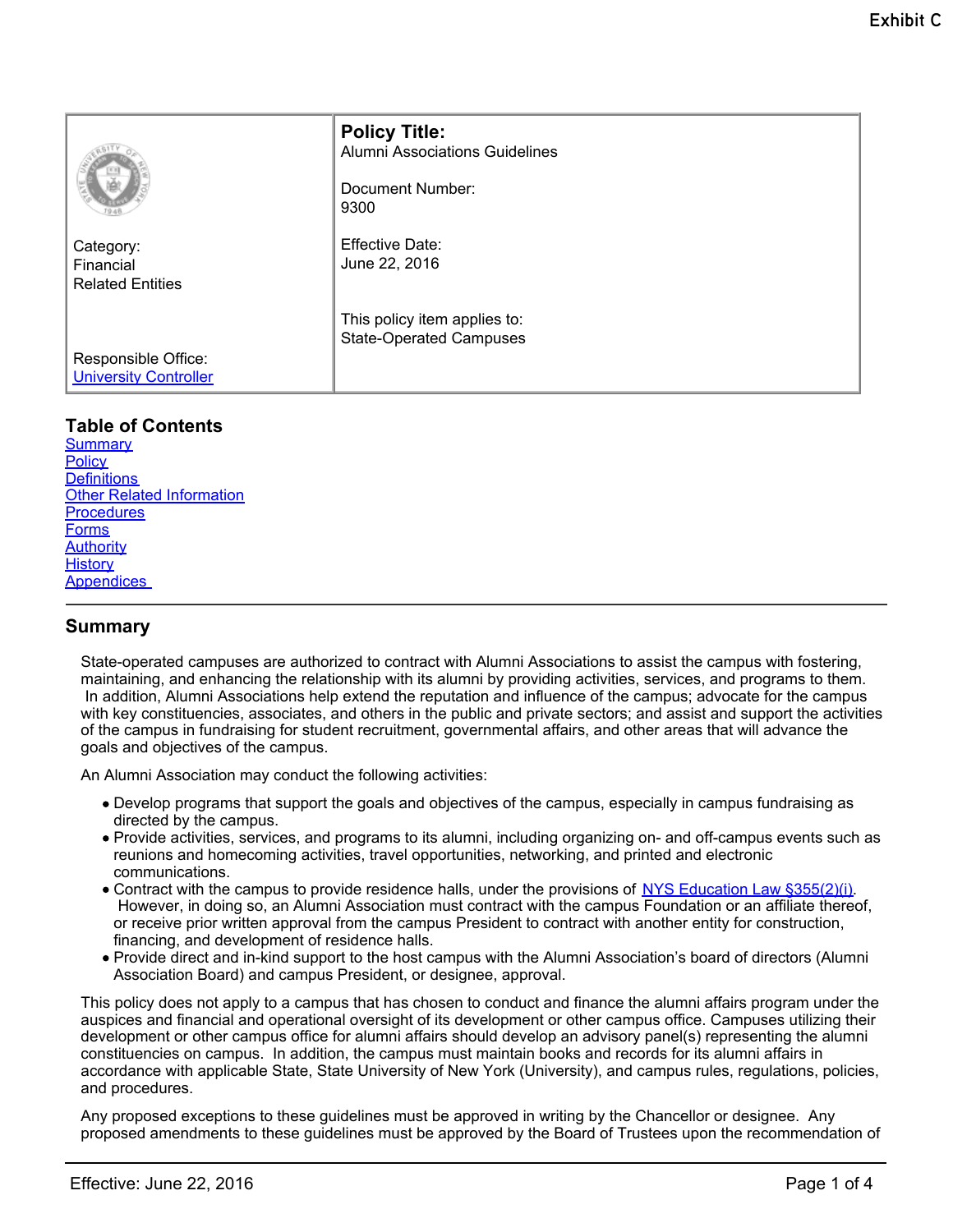Exhibit C

| | |
|---|---|
| Category:<br>Financial<br>Related Entities<br><br>Responsible Office:<br>[University Controller]() | **Policy Title:**<br>Alumni Associations Guidelines<br><br>Document Number:<br>9300<br><br>Effective Date:<br>June 22, 2016<br><br>This policy item applies to:<br>State-Operated Campuses |

## Table of Contents

[Summary]()
[Policy]()
[Definitions]()
[Other Related Information]()
[Procedures]()
[Forms]()
[Authority]()
[History]()
[Appendices]()

## Summary

State-operated campuses are authorized to contract with Alumni Associations to assist the campus with fostering, maintaining, and enhancing the relationship with its alumni by providing activities, services, and programs to them. In addition, Alumni Associations help extend the reputation and influence of the campus; advocate for the campus with key constituencies, associates, and others in the public and private sectors; and assist and support the activities of the campus in fundraising for student recruitment, governmental affairs, and other areas that will advance the goals and objectives of the campus.

An Alumni Association may conduct the following activities:

- Develop programs that support the goals and objectives of the campus, especially in campus fundraising as directed by the campus.
- Provide activities, services, and programs to its alumni, including organizing on- and off-campus events such as reunions and homecoming activities, travel opportunities, networking, and printed and electronic communications.
- Contract with the campus to provide residence halls, under the provisions of [NYS Education Law §355(2)(i)](). However, in doing so, an Alumni Association must contract with the campus Foundation or an affiliate thereof, or receive prior written approval from the campus President to contract with another entity for construction, financing, and development of residence halls.
- Provide direct and in-kind support to the host campus with the Alumni Association's board of directors (Alumni Association Board) and campus President, or designee, approval.

This policy does not apply to a campus that has chosen to conduct and finance the alumni affairs program under the auspices and financial and operational oversight of its development or other campus office. Campuses utilizing their development or other campus office for alumni affairs should develop an advisory panel(s) representing the alumni constituencies on campus. In addition, the campus must maintain books and records for its alumni affairs in accordance with applicable State, State University of New York (University), and campus rules, regulations, policies, and procedures.

Any proposed exceptions to these guidelines must be approved in writing by the Chancellor or designee. Any proposed amendments to these guidelines must be approved by the Board of Trustees upon the recommendation of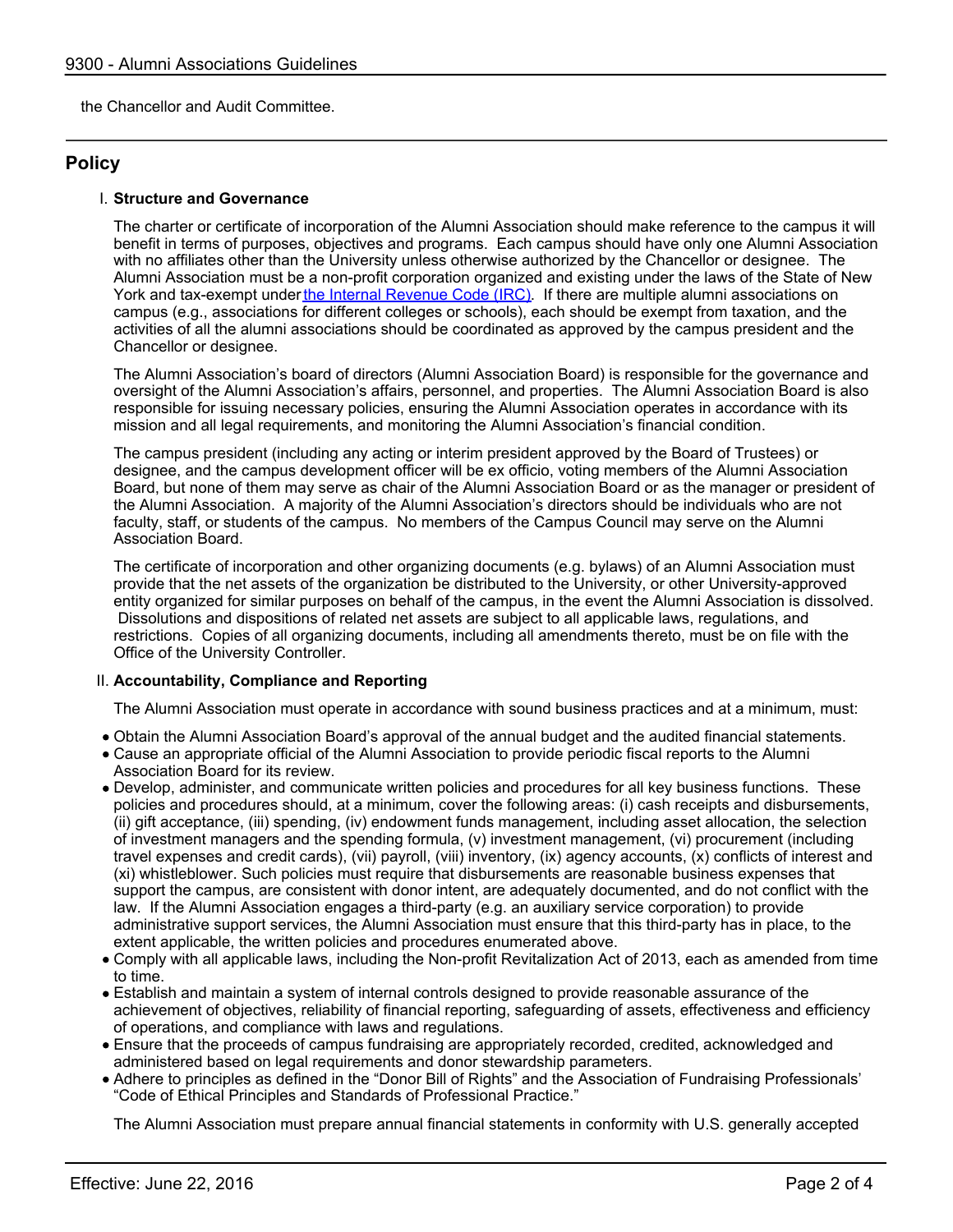the Chancellor and Audit Committee.

## Policy

I. **Structure and Governance**

The charter or certificate of incorporation of the Alumni Association should make reference to the campus it will benefit in terms of purposes, objectives and programs. Each campus should have only one Alumni Association with no affiliates other than the University unless otherwise authorized by the Chancellor or designee. The Alumni Association must be a non-profit corporation organized and existing under the laws of the State of New York and tax-exempt under the Internal Revenue Code (IRC). If there are multiple alumni associations on campus (e.g., associations for different colleges or schools), each should be exempt from taxation, and the activities of all the alumni associations should be coordinated as approved by the campus president and the Chancellor or designee.

The Alumni Association's board of directors (Alumni Association Board) is responsible for the governance and oversight of the Alumni Association's affairs, personnel, and properties. The Alumni Association Board is also responsible for issuing necessary policies, ensuring the Alumni Association operates in accordance with its mission and all legal requirements, and monitoring the Alumni Association's financial condition.

The campus president (including any acting or interim president approved by the Board of Trustees) or designee, and the campus development officer will be ex officio, voting members of the Alumni Association Board, but none of them may serve as chair of the Alumni Association Board or as the manager or president of the Alumni Association. A majority of the Alumni Association's directors should be individuals who are not faculty, staff, or students of the campus. No members of the Campus Council may serve on the Alumni Association Board.

The certificate of incorporation and other organizing documents (e.g. bylaws) of an Alumni Association must provide that the net assets of the organization be distributed to the University, or other University-approved entity organized for similar purposes on behalf of the campus, in the event the Alumni Association is dissolved. Dissolutions and dispositions of related net assets are subject to all applicable laws, regulations, and restrictions. Copies of all organizing documents, including all amendments thereto, must be on file with the Office of the University Controller.

II. **Accountability, Compliance and Reporting**

The Alumni Association must operate in accordance with sound business practices and at a minimum, must:

- Obtain the Alumni Association Board's approval of the annual budget and the audited financial statements.
- Cause an appropriate official of the Alumni Association to provide periodic fiscal reports to the Alumni Association Board for its review.
- Develop, administer, and communicate written policies and procedures for all key business functions. These policies and procedures should, at a minimum, cover the following areas: (i) cash receipts and disbursements, (ii) gift acceptance, (iii) spending, (iv) endowment funds management, including asset allocation, the selection of investment managers and the spending formula, (v) investment management, (vi) procurement (including travel expenses and credit cards), (vii) payroll, (viii) inventory, (ix) agency accounts, (x) conflicts of interest and (xi) whistleblower. Such policies must require that disbursements are reasonable business expenses that support the campus, are consistent with donor intent, are adequately documented, and do not conflict with the law. If the Alumni Association engages a third-party (e.g. an auxiliary service corporation) to provide administrative support services, the Alumni Association must ensure that this third-party has in place, to the extent applicable, the written policies and procedures enumerated above.
- Comply with all applicable laws, including the Non-profit Revitalization Act of 2013, each as amended from time to time.
- Establish and maintain a system of internal controls designed to provide reasonable assurance of the achievement of objectives, reliability of financial reporting, safeguarding of assets, effectiveness and efficiency of operations, and compliance with laws and regulations.
- Ensure that the proceeds of campus fundraising are appropriately recorded, credited, acknowledged and administered based on legal requirements and donor stewardship parameters.
- Adhere to principles as defined in the "Donor Bill of Rights" and the Association of Fundraising Professionals' "Code of Ethical Principles and Standards of Professional Practice."

The Alumni Association must prepare annual financial statements in conformity with U.S. generally accepted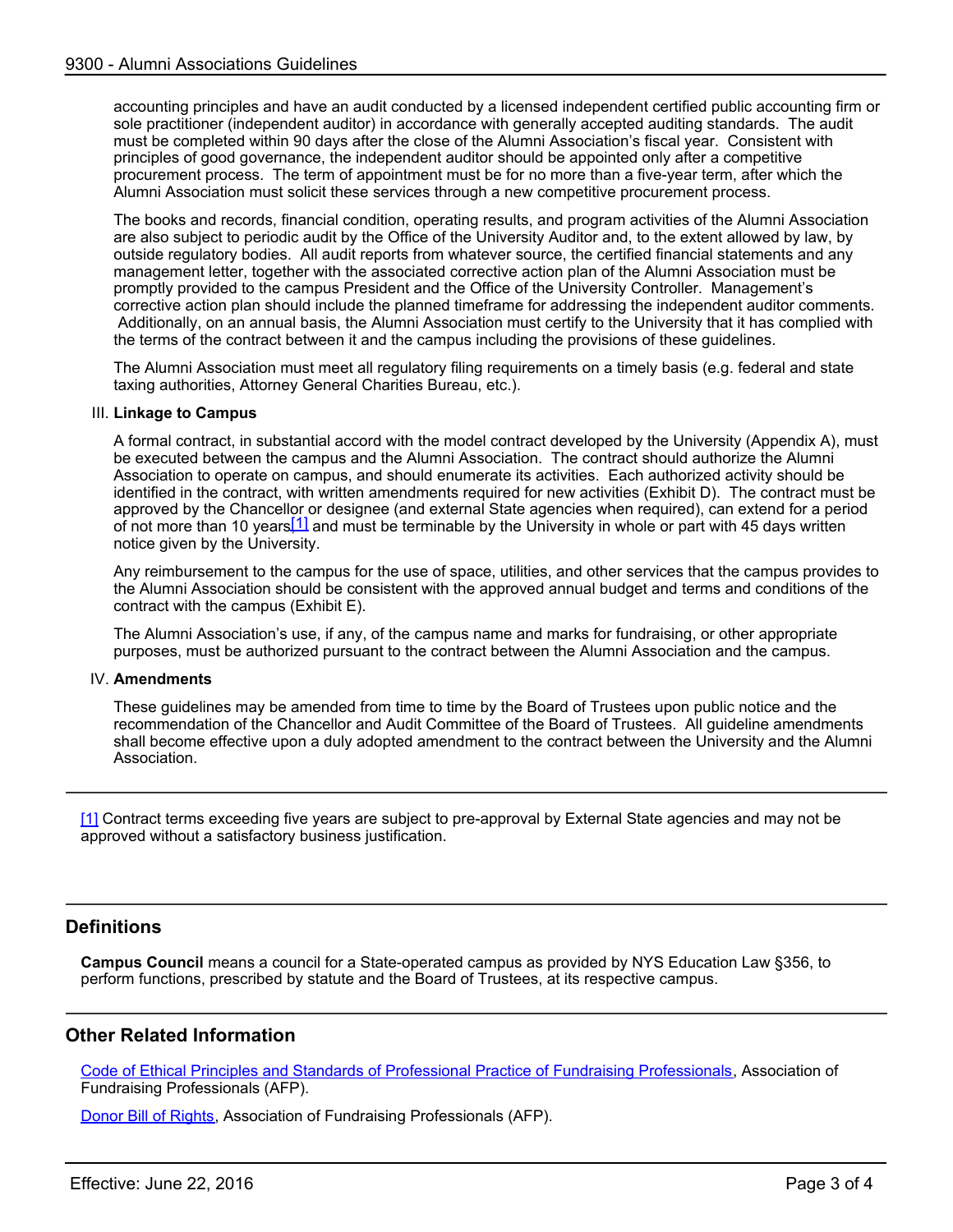accounting principles and have an audit conducted by a licensed independent certified public accounting firm or sole practitioner (independent auditor) in accordance with generally accepted auditing standards. The audit must be completed within 90 days after the close of the Alumni Association's fiscal year. Consistent with principles of good governance, the independent auditor should be appointed only after a competitive procurement process. The term of appointment must be for no more than a five-year term, after which the Alumni Association must solicit these services through a new competitive procurement process.

The books and records, financial condition, operating results, and program activities of the Alumni Association are also subject to periodic audit by the Office of the University Auditor and, to the extent allowed by law, by outside regulatory bodies. All audit reports from whatever source, the certified financial statements and any management letter, together with the associated corrective action plan of the Alumni Association must be promptly provided to the campus President and the Office of the University Controller. Management's corrective action plan should include the planned timeframe for addressing the independent auditor comments. Additionally, on an annual basis, the Alumni Association must certify to the University that it has complied with the terms of the contract between it and the campus including the provisions of these guidelines.

The Alumni Association must meet all regulatory filing requirements on a timely basis (e.g. federal and state taxing authorities, Attorney General Charities Bureau, etc.).

III. **Linkage to Campus**

A formal contract, in substantial accord with the model contract developed by the University (Appendix A), must be executed between the campus and the Alumni Association. The contract should authorize the Alumni Association to operate on campus, and should enumerate its activities. Each authorized activity should be identified in the contract, with written amendments required for new activities (Exhibit D). The contract must be approved by the Chancellor or designee (and external State agencies when required), can extend for a period of not more than 10 years[1] and must be terminable by the University in whole or part with 45 days written notice given by the University.

Any reimbursement to the campus for the use of space, utilities, and other services that the campus provides to the Alumni Association should be consistent with the approved annual budget and terms and conditions of the contract with the campus (Exhibit E).

The Alumni Association's use, if any, of the campus name and marks for fundraising, or other appropriate purposes, must be authorized pursuant to the contract between the Alumni Association and the campus.

IV. **Amendments**

These guidelines may be amended from time to time by the Board of Trustees upon public notice and the recommendation of the Chancellor and Audit Committee of the Board of Trustees. All guideline amendments shall become effective upon a duly adopted amendment to the contract between the University and the Alumni Association.

---

[1] Contract terms exceeding five years are subject to pre-approval by External State agencies and may not be approved without a satisfactory business justification.

## Definitions

**Campus Council** means a council for a State-operated campus as provided by NYS Education Law §356, to perform functions, prescribed by statute and the Board of Trustees, at its respective campus.

## Other Related Information

Code of Ethical Principles and Standards of Professional Practice of Fundraising Professionals, Association of Fundraising Professionals (AFP).

Donor Bill of Rights, Association of Fundraising Professionals (AFP).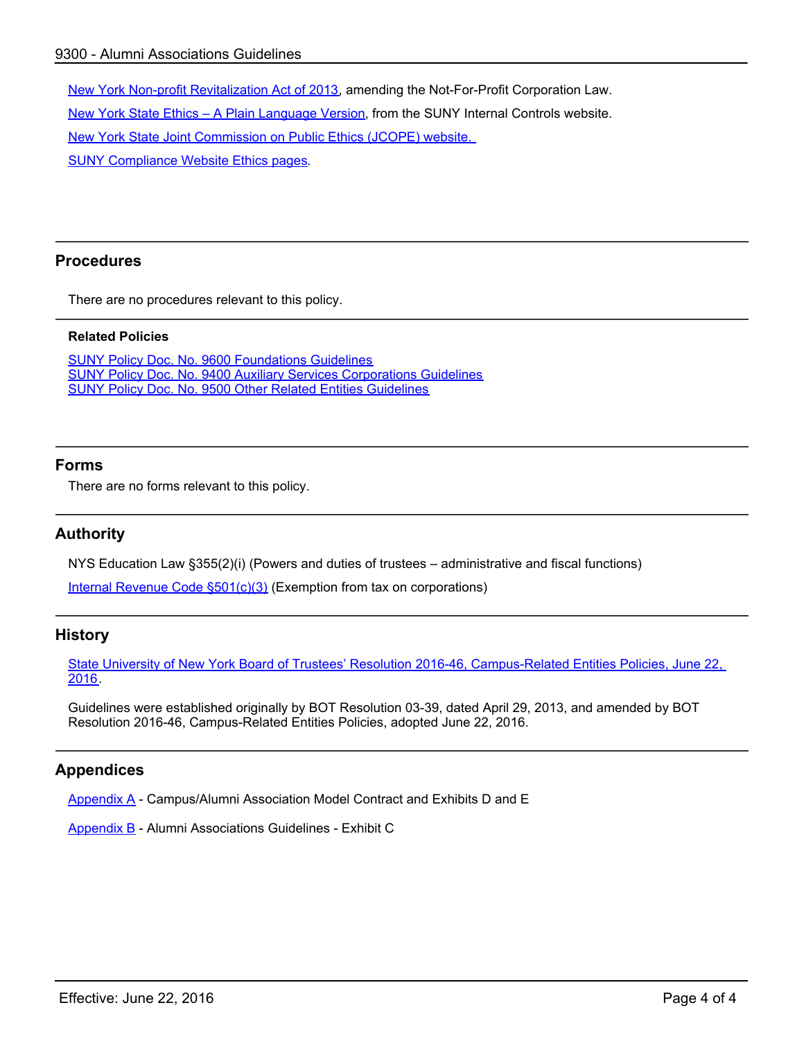New York Non-profit Revitalization Act of 2013, amending the Not-For-Profit Corporation Law.

New York State Ethics – A Plain Language Version, from the SUNY Internal Controls website.

New York State Joint Commission on Public Ethics (JCOPE) website.

SUNY Compliance Website Ethics pages.

## Procedures

There are no procedures relevant to this policy.

**Related Policies**

SUNY Policy Doc. No. 9600 Foundations Guidelines
SUNY Policy Doc. No. 9400 Auxiliary Services Corporations Guidelines
SUNY Policy Doc. No. 9500 Other Related Entities Guidelines

## Forms

There are no forms relevant to this policy.

## Authority

NYS Education Law §355(2)(i) (Powers and duties of trustees – administrative and fiscal functions)

Internal Revenue Code §501(c)(3) (Exemption from tax on corporations)

## History

State University of New York Board of Trustees' Resolution 2016-46, Campus-Related Entities Policies, June 22, 2016.

Guidelines were established originally by BOT Resolution 03-39, dated April 29, 2013, and amended by BOT Resolution 2016-46, Campus-Related Entities Policies, adopted June 22, 2016.

## Appendices

Appendix A - Campus/Alumni Association Model Contract and Exhibits D and E

Appendix B - Alumni Associations Guidelines - Exhibit C